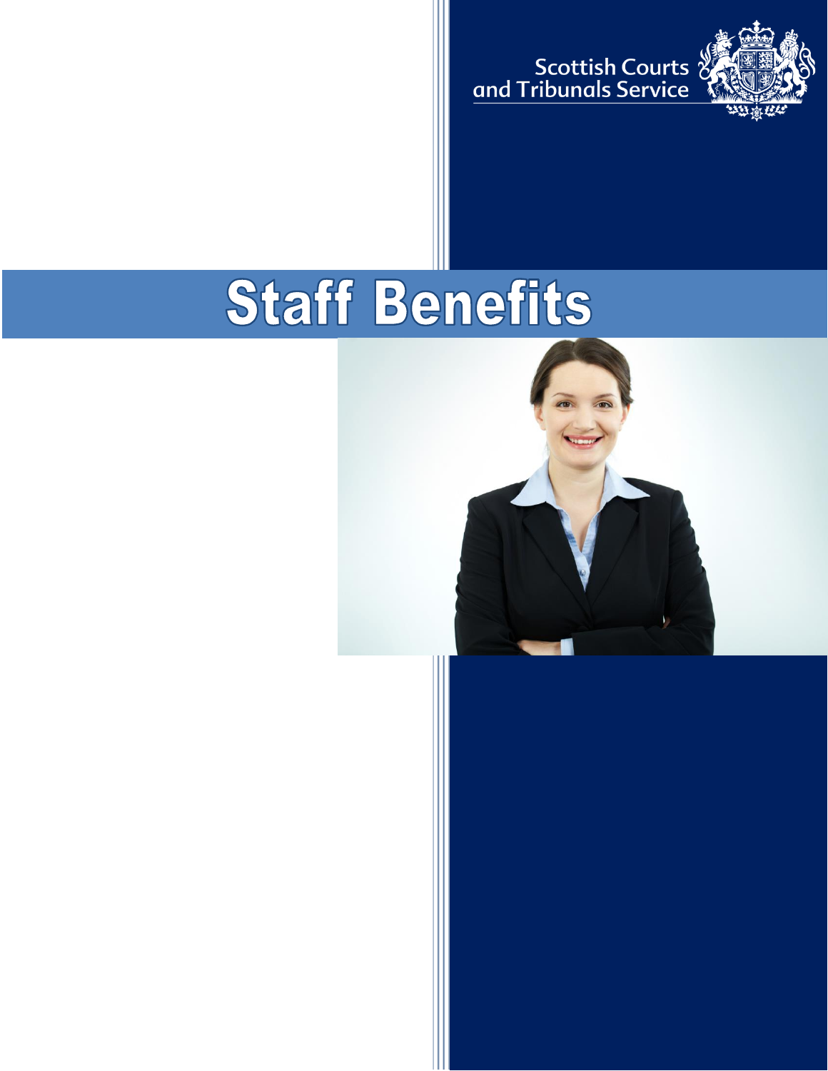Scottish Courts and Tribunals Service

# Staff Benefits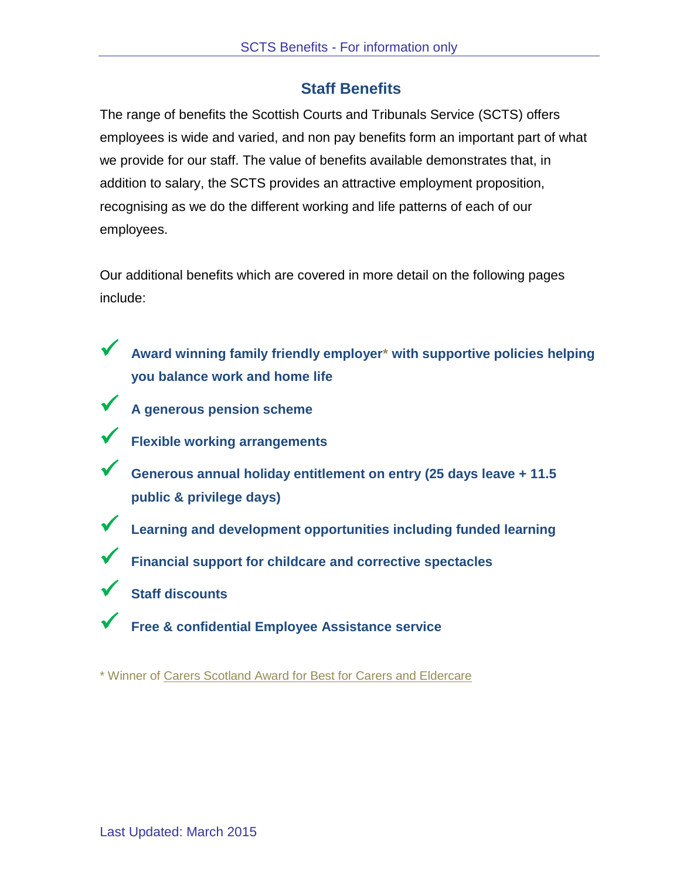## Staff Benefits

The range of benefits the Scottish Courts and Tribunals Service (SCTS) offers employees is wide and varied, and non pay benefits form an important part of what we provide for our staff. The value of benefits available demonstrates that, in addition to salary, the SCTS provides an attractive employment proposition, recognising as we do the different working and life patterns of each of our employees.

Our additional benefits which are covered in more detail on the following pages include:

- ✓ **Award winning family friendly employer* with supportive policies helping you balance work and home life**
- ✓ **A generous pension scheme**
- ✓ **Flexible working arrangements**
- ✓ **Generous annual holiday entitlement on entry (25 days leave + 11.5 public & privilege days)**
- ✓ **Learning and development opportunities including funded learning**
- ✓ **Financial support for childcare and corrective spectacles**
- ✓ **Staff discounts**
- ✓ **Free & confidential Employee Assistance service**

* Winner of Carers Scotland Award for Best for Carers and Eldercare

Last Updated: March 2015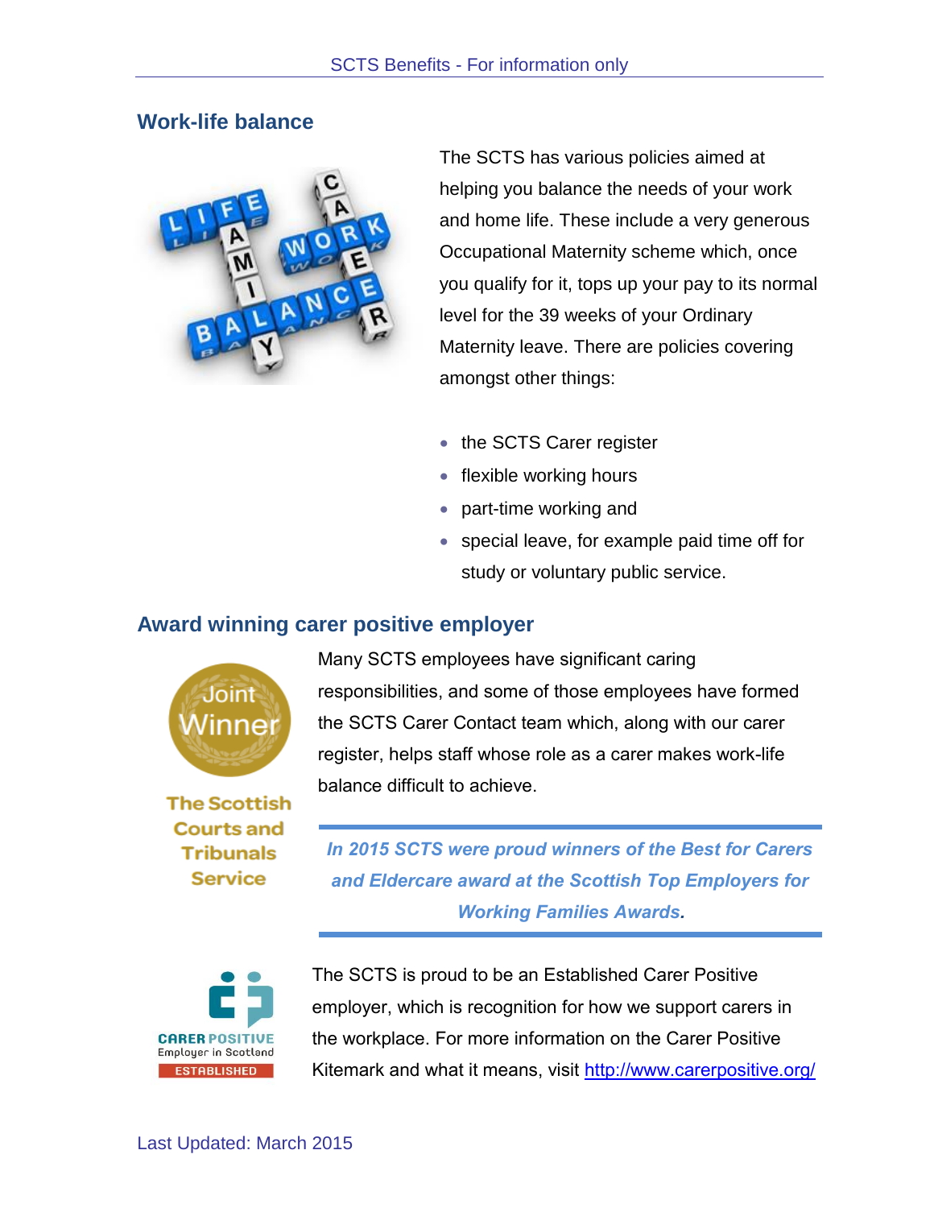## Work-life balance

The SCTS has various policies aimed at helping you balance the needs of your work and home life. These include a very generous Occupational Maternity scheme which, once you qualify for it, tops up your pay to its normal level for the 39 weeks of your Ordinary Maternity leave. There are policies covering amongst other things:

- the SCTS Carer register
- flexible working hours
- part-time working and
- special leave, for example paid time off for study or voluntary public service.

## Award winning carer positive employer

Many SCTS employees have significant caring responsibilities, and some of those employees have formed the SCTS Carer Contact team which, along with our carer register, helps staff whose role as a carer makes work-life balance difficult to achieve.

***In 2015 SCTS were proud winners of the Best for Carers and Eldercare award at the Scottish Top Employers for Working Families Awards.***

The SCTS is proud to be an Established Carer Positive employer, which is recognition for how we support carers in the workplace. For more information on the Carer Positive Kitemark and what it means, visit [http://www.carerpositive.org/](http://www.carerpositive.org/)

Last Updated: March 2015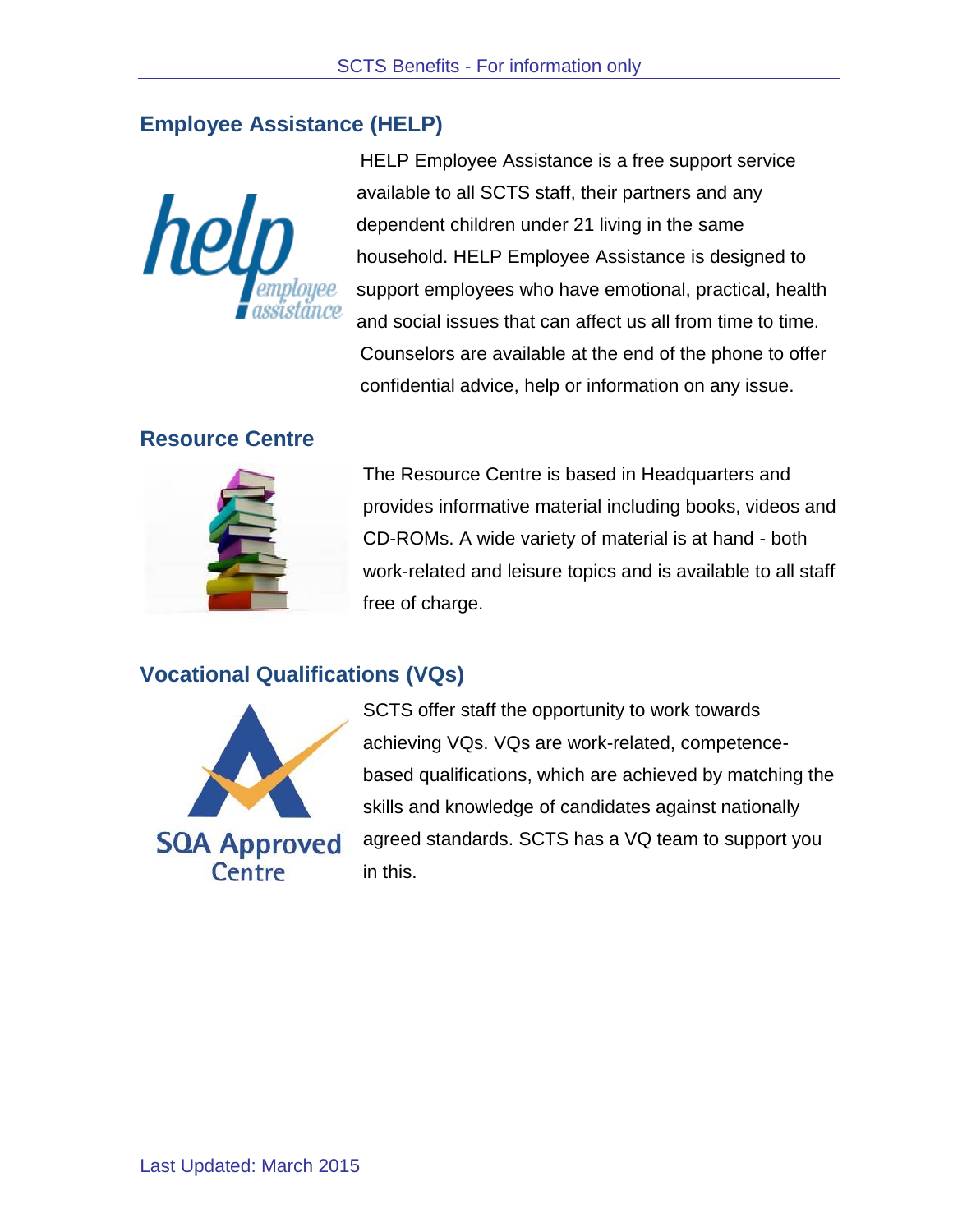## Employee Assistance (HELP)

HELP Employee Assistance is a free support service available to all SCTS staff, their partners and any dependent children under 21 living in the same household. HELP Employee Assistance is designed to support employees who have emotional, practical, health and social issues that can affect us all from time to time. Counselors are available at the end of the phone to offer confidential advice, help or information on any issue.

## Resource Centre

The Resource Centre is based in Headquarters and provides informative material including books, videos and CD-ROMs. A wide variety of material is at hand - both work-related and leisure topics and is available to all staff free of charge.

## Vocational Qualifications (VQs)

SCTS offer staff the opportunity to work towards achieving VQs. VQs are work-related, competence-based qualifications, which are achieved by matching the skills and knowledge of candidates against nationally agreed standards. SCTS has a VQ team to support you in this.

Last Updated: March 2015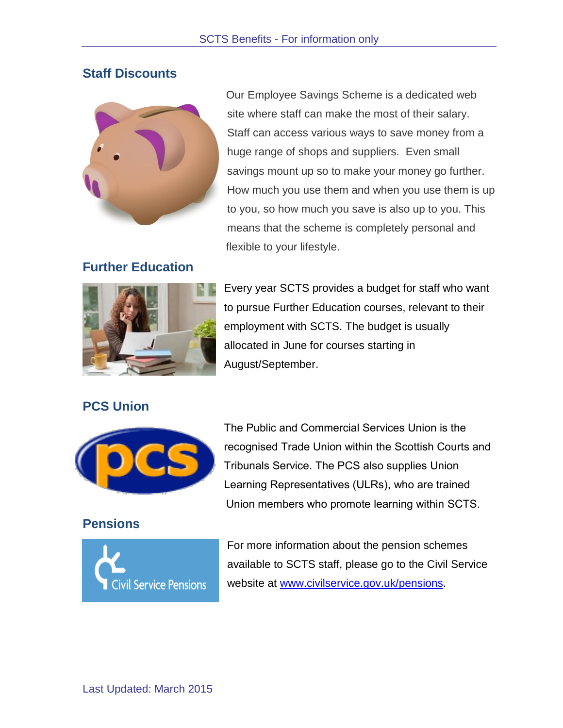## Staff Discounts

Our Employee Savings Scheme is a dedicated web site where staff can make the most of their salary. Staff can access various ways to save money from a huge range of shops and suppliers. Even small savings mount up so to make your money go further. How much you use them and when you use them is up to you, so how much you save is also up to you. This means that the scheme is completely personal and flexible to your lifestyle.

## Further Education

Every year SCTS provides a budget for staff who want to pursue Further Education courses, relevant to their employment with SCTS. The budget is usually allocated in June for courses starting in August/September.

## PCS Union

The Public and Commercial Services Union is the recognised Trade Union within the Scottish Courts and Tribunals Service. The PCS also supplies Union Learning Representatives (ULRs), who are trained Union members who promote learning within SCTS.

## Pensions

For more information about the pension schemes available to SCTS staff, please go to the Civil Service website at [www.civilservice.gov.uk/pensions](www.civilservice.gov.uk/pensions).

Last Updated: March 2015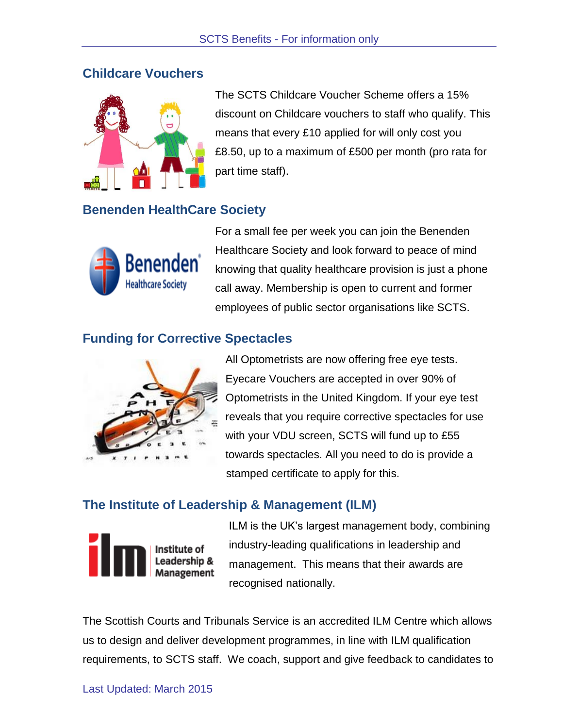## Childcare Vouchers

The SCTS Childcare Voucher Scheme offers a 15% discount on Childcare vouchers to staff who qualify. This means that every £10 applied for will only cost you £8.50, up to a maximum of £500 per month (pro rata for part time staff).

## Benenden HealthCare Society

For a small fee per week you can join the Benenden Healthcare Society and look forward to peace of mind knowing that quality healthcare provision is just a phone call away. Membership is open to current and former employees of public sector organisations like SCTS.

## Funding for Corrective Spectacles

All Optometrists are now offering free eye tests. Eyecare Vouchers are accepted in over 90% of Optometrists in the United Kingdom. If your eye test reveals that you require corrective spectacles for use with your VDU screen, SCTS will fund up to £55 towards spectacles. All you need to do is provide a stamped certificate to apply for this.

## The Institute of Leadership & Management (ILM)

ILM is the UK's largest management body, combining industry-leading qualifications in leadership and management. This means that their awards are recognised nationally.

The Scottish Courts and Tribunals Service is an accredited ILM Centre which allows us to design and deliver development programmes, in line with ILM qualification requirements, to SCTS staff. We coach, support and give feedback to candidates to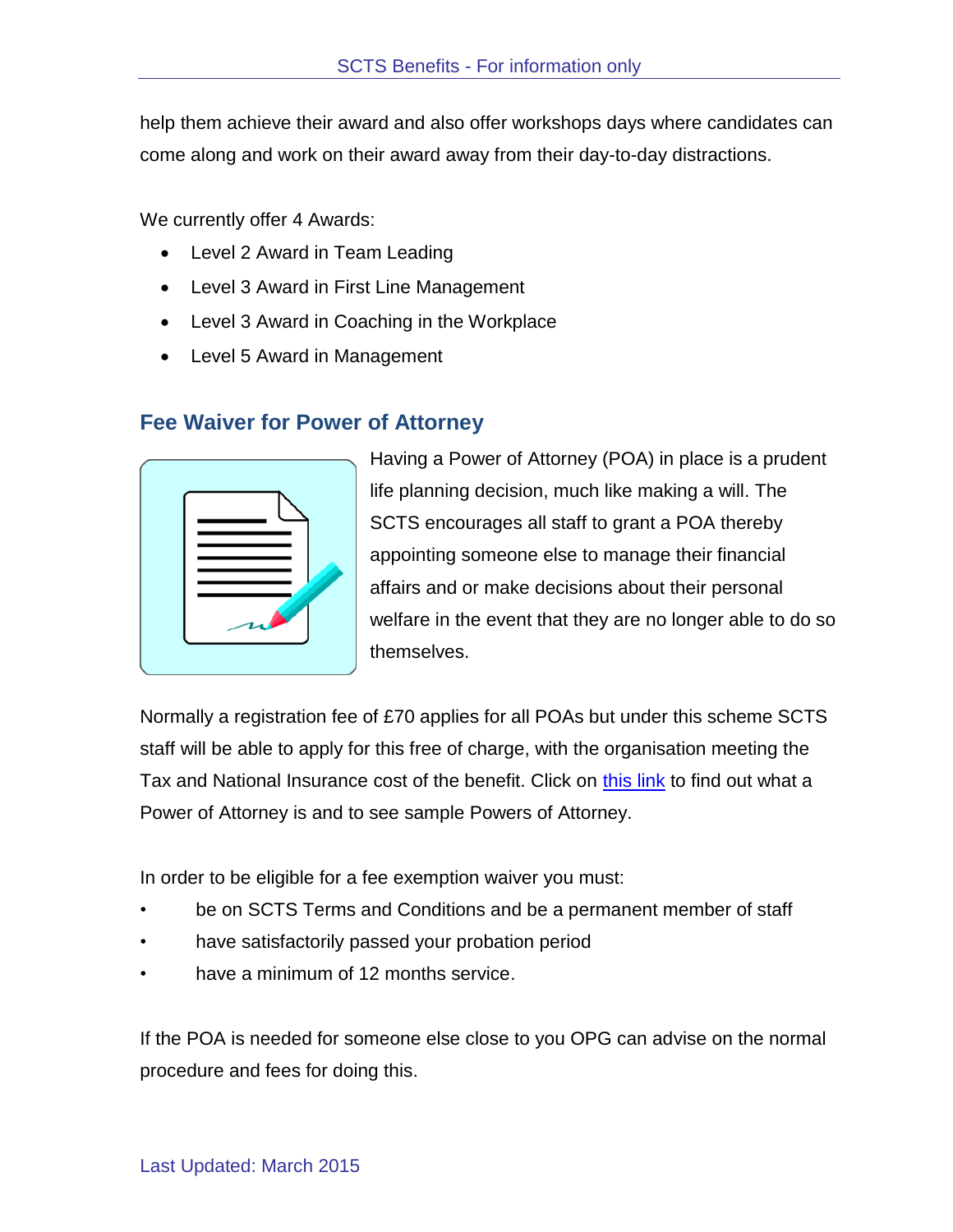help them achieve their award and also offer workshops days where candidates can come along and work on their award away from their day-to-day distractions.

We currently offer 4 Awards:

- Level 2 Award in Team Leading
- Level 3 Award in First Line Management
- Level 3 Award in Coaching in the Workplace
- Level 5 Award in Management

## Fee Waiver for Power of Attorney

Having a Power of Attorney (POA) in place is a prudent life planning decision, much like making a will. The SCTS encourages all staff to grant a POA thereby appointing someone else to manage their financial affairs and or make decisions about their personal welfare in the event that they are no longer able to do so themselves.

Normally a registration fee of £70 applies for all POAs but under this scheme SCTS staff will be able to apply for this free of charge, with the organisation meeting the Tax and National Insurance cost of the benefit. Click on this link to find out what a Power of Attorney is and to see sample Powers of Attorney.

In order to be eligible for a fee exemption waiver you must:

- be on SCTS Terms and Conditions and be a permanent member of staff
- have satisfactorily passed your probation period
- have a minimum of 12 months service.

If the POA is needed for someone else close to you OPG can advise on the normal procedure and fees for doing this.

Last Updated: March 2015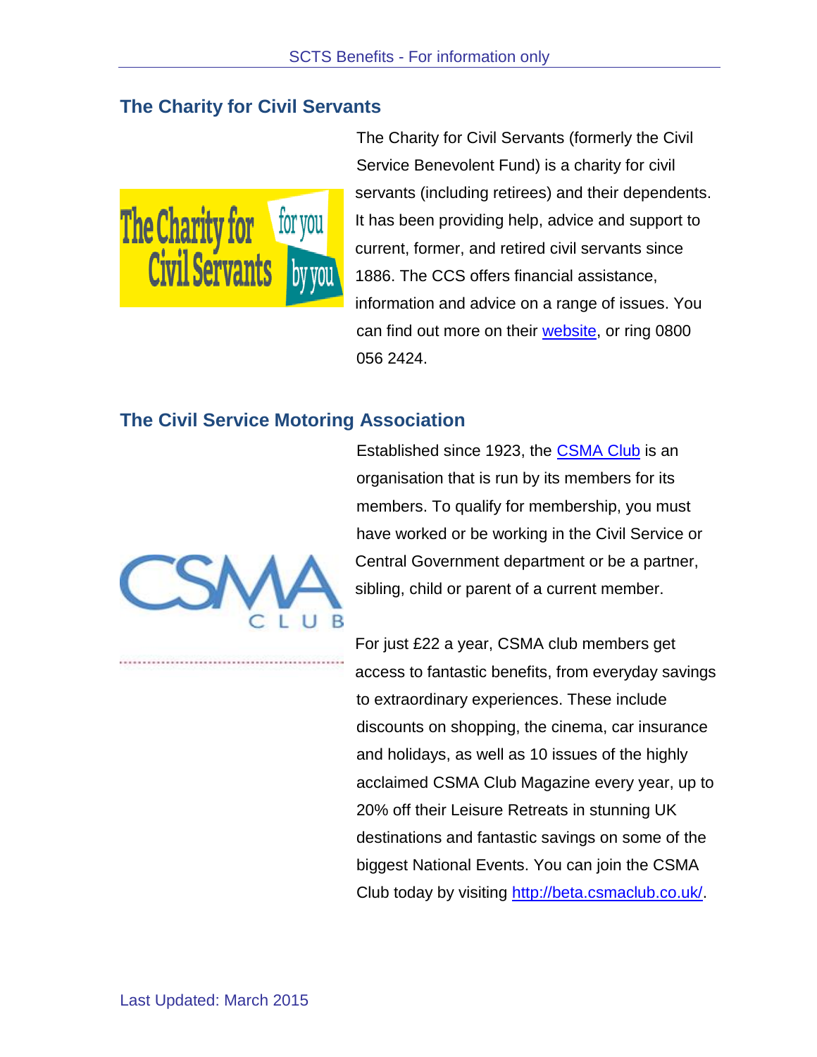## The Charity for Civil Servants

The Charity for Civil Servants (formerly the Civil Service Benevolent Fund) is a charity for civil servants (including retirees) and their dependents. It has been providing help, advice and support to current, former, and retired civil servants since 1886. The CCS offers financial assistance, information and advice on a range of issues. You can find out more on their website, or ring 0800 056 2424.

## The Civil Service Motoring Association

Established since 1923, the CSMA Club is an organisation that is run by its members for its members. To qualify for membership, you must have worked or be working in the Civil Service or Central Government department or be a partner, sibling, child or parent of a current member.

For just £22 a year, CSMA club members get access to fantastic benefits, from everyday savings to extraordinary experiences. These include discounts on shopping, the cinema, car insurance and holidays, as well as 10 issues of the highly acclaimed CSMA Club Magazine every year, up to 20% off their Leisure Retreats in stunning UK destinations and fantastic savings on some of the biggest National Events. You can join the CSMA Club today by visiting http://beta.csmaclub.co.uk/.

Last Updated: March 2015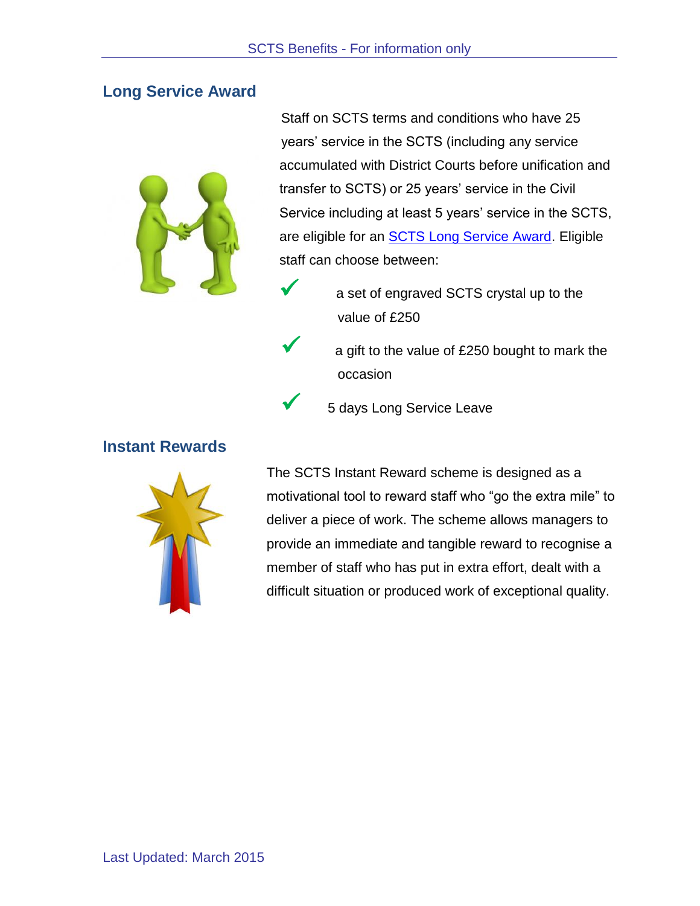## Long Service Award

Staff on SCTS terms and conditions who have 25 years' service in the SCTS (including any service accumulated with District Courts before unification and transfer to SCTS) or 25 years' service in the Civil Service including at least 5 years' service in the SCTS, are eligible for an SCTS Long Service Award. Eligible staff can choose between:

- ✓ a set of engraved SCTS crystal up to the value of £250
- ✓ a gift to the value of £250 bought to mark the occasion
- ✓ 5 days Long Service Leave

## Instant Rewards

The SCTS Instant Reward scheme is designed as a motivational tool to reward staff who "go the extra mile" to deliver a piece of work. The scheme allows managers to provide an immediate and tangible reward to recognise a member of staff who has put in extra effort, dealt with a difficult situation or produced work of exceptional quality.

Last Updated: March 2015